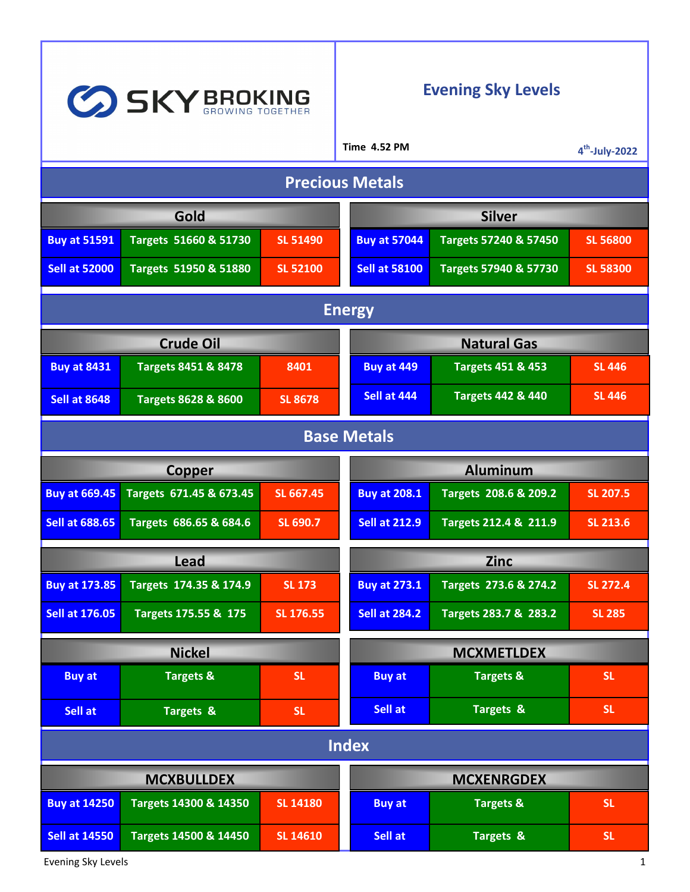SKY BROKING GROWING TOGETHER

# Evening Sky Levels

Time 4.52 PM

4th-July-2022

## Precious Metals

### Gold

| | | |
|---|---|---|
| Buy at 51591 | Targets 51660 & 51730 | SL 51490 |
| Sell at 52000 | Targets 51950 & 51880 | SL 52100 |

### Silver

| | | |
|---|---|---|
| Buy at 57044 | Targets 57240 & 57450 | SL 56800 |
| Sell at 58100 | Targets 57940 & 57730 | SL 58300 |

## Energy

### Crude Oil

| | | |
|---|---|---|
| Buy at 8431 | Targets 8451 & 8478 | 8401 |
| Sell at 8648 | Targets 8628 & 8600 | SL 8678 |

### Natural Gas

| | | |
|---|---|---|
| Buy at 449 | Targets 451 & 453 | SL 446 |
| Sell at 444 | Targets 442 & 440 | SL 446 |

## Base Metals

### Copper

| | | |
|---|---|---|
| Buy at 669.45 | Targets 671.45 & 673.45 | SL 667.45 |
| Sell at 688.65 | Targets 686.65 & 684.6 | SL 690.7 |

### Aluminum

| | | |
|---|---|---|
| Buy at 208.1 | Targets 208.6 & 209.2 | SL 207.5 |
| Sell at 212.9 | Targets 212.4 & 211.9 | SL 213.6 |

### Lead

| | | |
|---|---|---|
| Buy at 173.85 | Targets 174.35 & 174.9 | SL 173 |
| Sell at 176.05 | Targets 175.55 & 175 | SL 176.55 |

### Zinc

| | | |
|---|---|---|
| Buy at 273.1 | Targets 273.6 & 274.2 | SL 272.4 |
| Sell at 284.2 | Targets 283.7 & 283.2 | SL 285 |

### Nickel

| | | |
|---|---|---|
| Buy at | Targets & | SL |
| Sell at | Targets & | SL |

### MCXMETLDEX

| | | |
|---|---|---|
| Buy at | Targets & | SL |
| Sell at | Targets & | SL |

## Index

### MCXBULLDEX

| | | |
|---|---|---|
| Buy at 14250 | Targets 14300 & 14350 | SL 14180 |
| Sell at 14550 | Targets 14500 & 14450 | SL 14610 |

### MCXENRGDEX

| | | |
|---|---|---|
| Buy at | Targets & | SL |
| Sell at | Targets & | SL |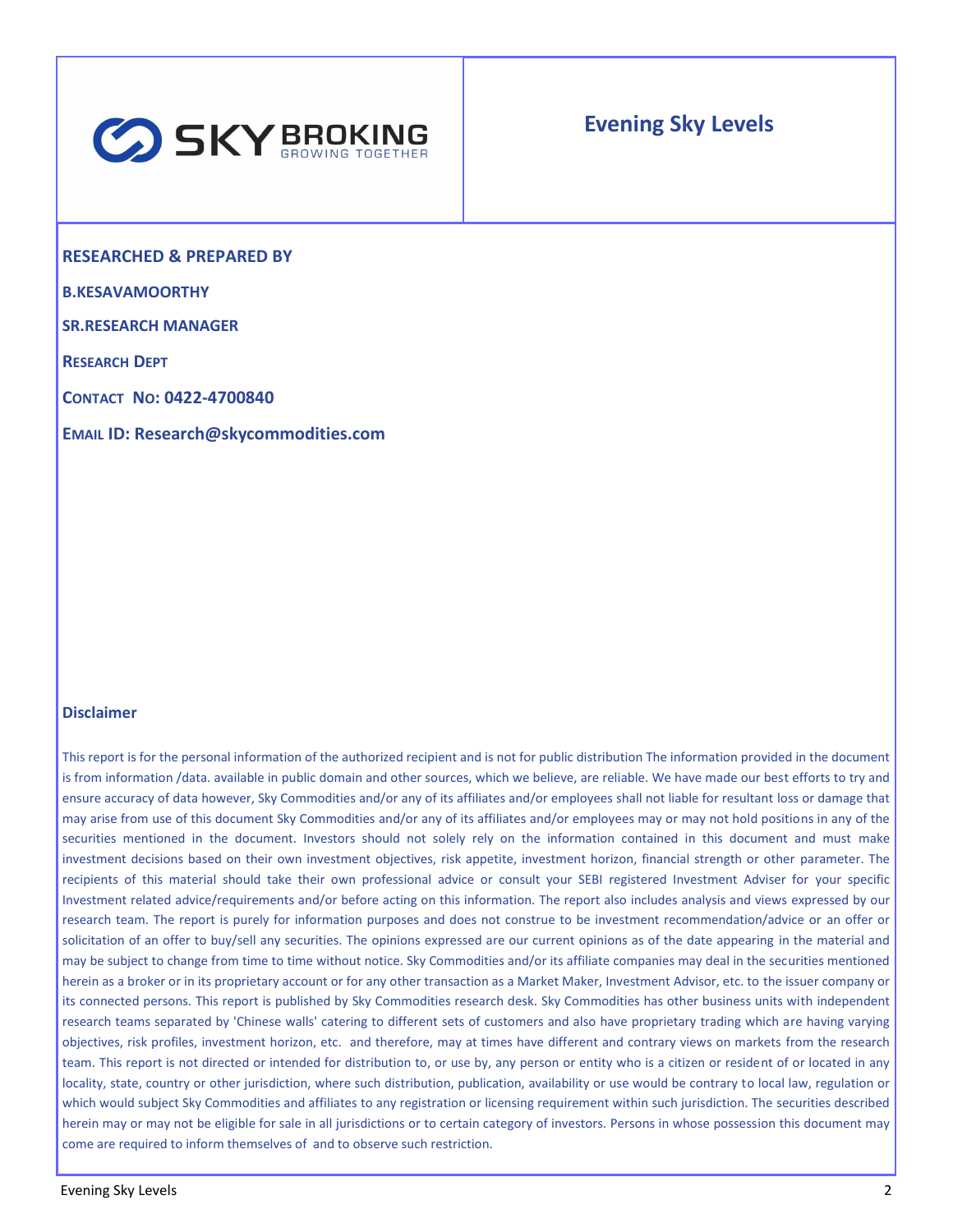# Evening Sky Levels

**RESEARCHED & PREPARED BY**

**B.KESAVAMOORTHY**

**SR.RESEARCH MANAGER**

**RESEARCH DEPT**

**CONTACT NO: 0422-4700840**

**EMAIL ID: Research@skycommodities.com**

**Disclaimer**

This report is for the personal information of the authorized recipient and is not for public distribution The information provided in the document is from information /data. available in public domain and other sources, which we believe, are reliable. We have made our best efforts to try and ensure accuracy of data however, Sky Commodities and/or any of its affiliates and/or employees shall not liable for resultant loss or damage that may arise from use of this document Sky Commodities and/or any of its affiliates and/or employees may or may not hold positions in any of the securities mentioned in the document. Investors should not solely rely on the information contained in this document and must make investment decisions based on their own investment objectives, risk appetite, investment horizon, financial strength or other parameter. The recipients of this material should take their own professional advice or consult your SEBI registered Investment Adviser for your specific Investment related advice/requirements and/or before acting on this information. The report also includes analysis and views expressed by our research team. The report is purely for information purposes and does not construe to be investment recommendation/advice or an offer or solicitation of an offer to buy/sell any securities. The opinions expressed are our current opinions as of the date appearing in the material and may be subject to change from time to time without notice. Sky Commodities and/or its affiliate companies may deal in the securities mentioned herein as a broker or in its proprietary account or for any other transaction as a Market Maker, Investment Advisor, etc. to the issuer company or its connected persons. This report is published by Sky Commodities research desk. Sky Commodities has other business units with independent research teams separated by 'Chinese walls' catering to different sets of customers and also have proprietary trading which are having varying objectives, risk profiles, investment horizon, etc. and therefore, may at times have different and contrary views on markets from the research team. This report is not directed or intended for distribution to, or use by, any person or entity who is a citizen or resident of or located in any locality, state, country or other jurisdiction, where such distribution, publication, availability or use would be contrary to local law, regulation or which would subject Sky Commodities and affiliates to any registration or licensing requirement within such jurisdiction. The securities described herein may or may not be eligible for sale in all jurisdictions or to certain category of investors. Persons in whose possession this document may come are required to inform themselves of and to observe such restriction.